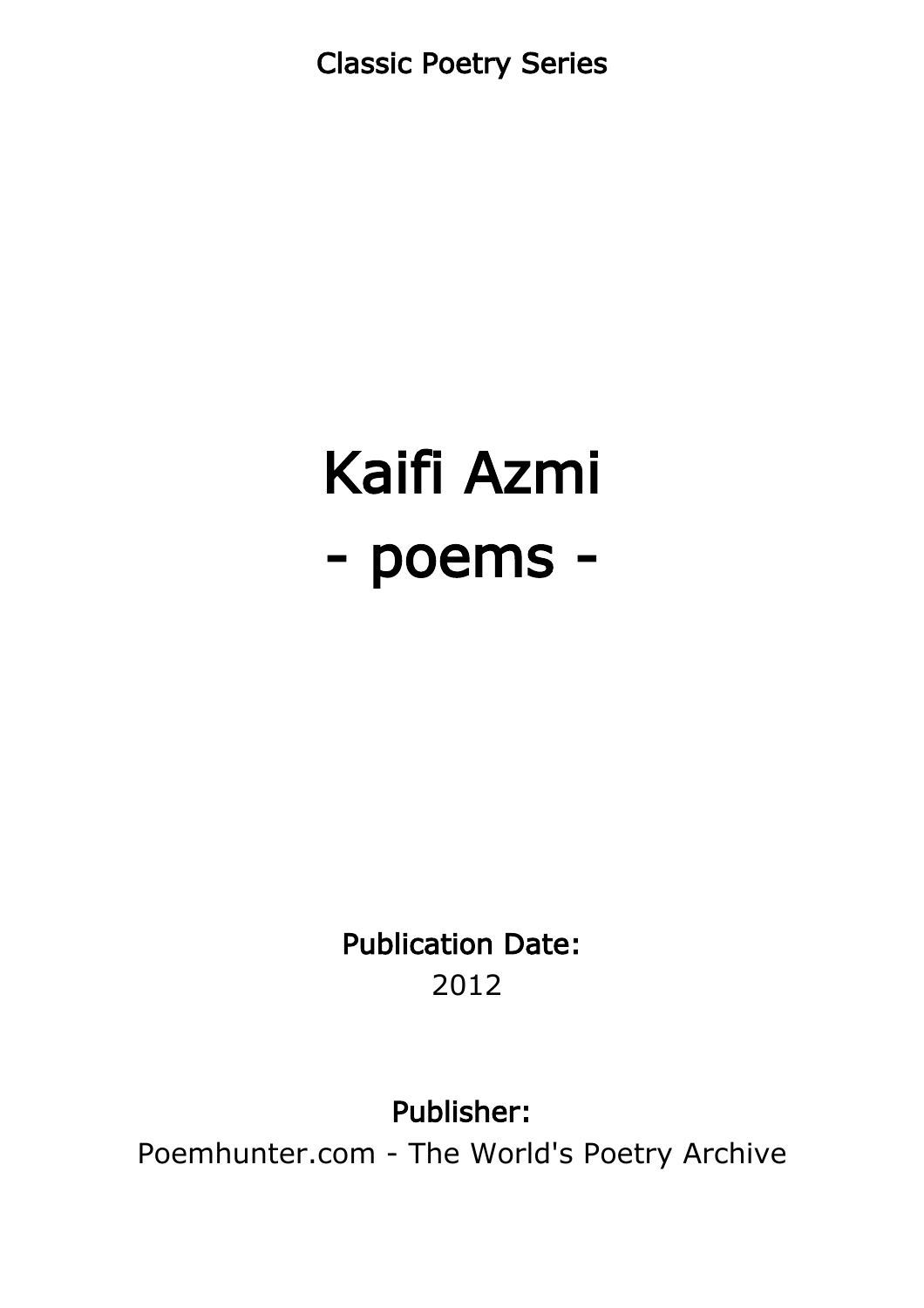Classic Poetry Series

# Kaifi Azmi
# - poems -

**Publication Date:**

2012

**Publisher:**

Poemhunter.com - The World's Poetry Archive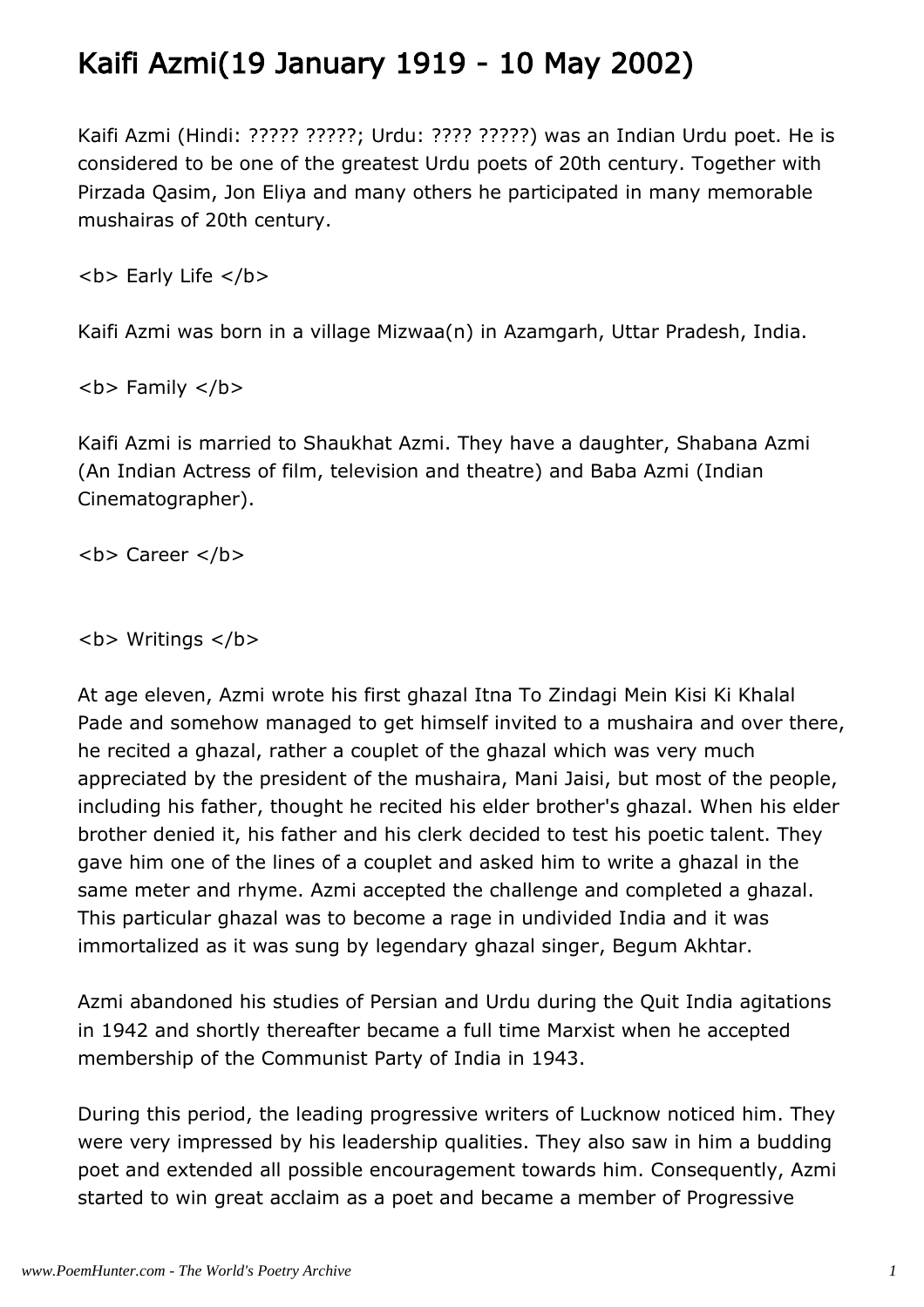# Kaifi Azmi(19 January 1919 - 10 May 2002)

Kaifi Azmi (Hindi: ????? ?????; Urdu: ???? ?????) was an Indian Urdu poet. He is considered to be one of the greatest Urdu poets of 20th century. Together with Pirzada Qasim, Jon Eliya and many others he participated in many memorable mushairas of 20th century.

<b> Early Life </b>

Kaifi Azmi was born in a village Mizwaa(n) in Azamgarh, Uttar Pradesh, India.

<b> Family </b>

Kaifi Azmi is married to Shaukhat Azmi. They have a daughter, Shabana Azmi (An Indian Actress of film, television and theatre) and Baba Azmi (Indian Cinematographer).

<b> Career </b>

<b> Writings </b>

At age eleven, Azmi wrote his first ghazal Itna To Zindagi Mein Kisi Ki Khalal Pade and somehow managed to get himself invited to a mushaira and over there, he recited a ghazal, rather a couplet of the ghazal which was very much appreciated by the president of the mushaira, Mani Jaisi, but most of the people, including his father, thought he recited his elder brother's ghazal. When his elder brother denied it, his father and his clerk decided to test his poetic talent. They gave him one of the lines of a couplet and asked him to write a ghazal in the same meter and rhyme. Azmi accepted the challenge and completed a ghazal. This particular ghazal was to become a rage in undivided India and it was immortalized as it was sung by legendary ghazal singer, Begum Akhtar.

Azmi abandoned his studies of Persian and Urdu during the Quit India agitations in 1942 and shortly thereafter became a full time Marxist when he accepted membership of the Communist Party of India in 1943.

During this period, the leading progressive writers of Lucknow noticed him. They were very impressed by his leadership qualities. They also saw in him a budding poet and extended all possible encouragement towards him. Consequently, Azmi started to win great acclaim as a poet and became a member of Progressive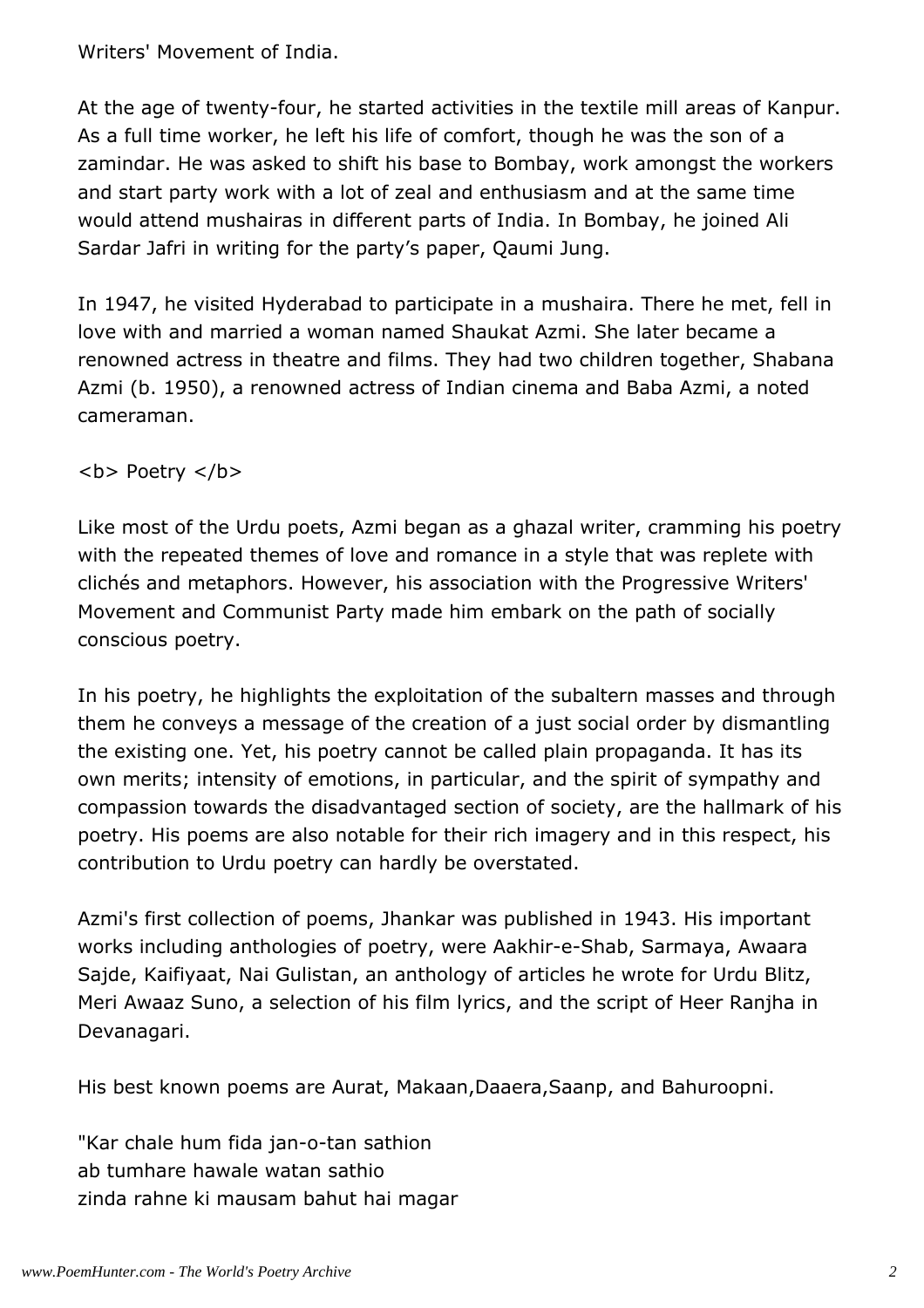Writers' Movement of India.

At the age of twenty-four, he started activities in the textile mill areas of Kanpur. As a full time worker, he left his life of comfort, though he was the son of a zamindar. He was asked to shift his base to Bombay, work amongst the workers and start party work with a lot of zeal and enthusiasm and at the same time would attend mushairas in different parts of India. In Bombay, he joined Ali Sardar Jafri in writing for the party's paper, Qaumi Jung.

In 1947, he visited Hyderabad to participate in a mushaira. There he met, fell in love with and married a woman named Shaukat Azmi. She later became a renowned actress in theatre and films. They had two children together, Shabana Azmi (b. 1950), a renowned actress of Indian cinema and Baba Azmi, a noted cameraman.

<b> Poetry </b>

Like most of the Urdu poets, Azmi began as a ghazal writer, cramming his poetry with the repeated themes of love and romance in a style that was replete with clichés and metaphors. However, his association with the Progressive Writers' Movement and Communist Party made him embark on the path of socially conscious poetry.

In his poetry, he highlights the exploitation of the subaltern masses and through them he conveys a message of the creation of a just social order by dismantling the existing one. Yet, his poetry cannot be called plain propaganda. It has its own merits; intensity of emotions, in particular, and the spirit of sympathy and compassion towards the disadvantaged section of society, are the hallmark of his poetry. His poems are also notable for their rich imagery and in this respect, his contribution to Urdu poetry can hardly be overstated.

Azmi's first collection of poems, Jhankar was published in 1943. His important works including anthologies of poetry, were Aakhir-e-Shab, Sarmaya, Awaara Sajde, Kaifiyaat, Nai Gulistan, an anthology of articles he wrote for Urdu Blitz, Meri Awaaz Suno, a selection of his film lyrics, and the script of Heer Ranjha in Devanagari.

His best known poems are Aurat, Makaan,Daaera,Saanp, and Bahuroopni.

"Kar chale hum fida jan-o-tan sathion
ab tumhare hawale watan sathio
zinda rahne ki mausam bahut hai magar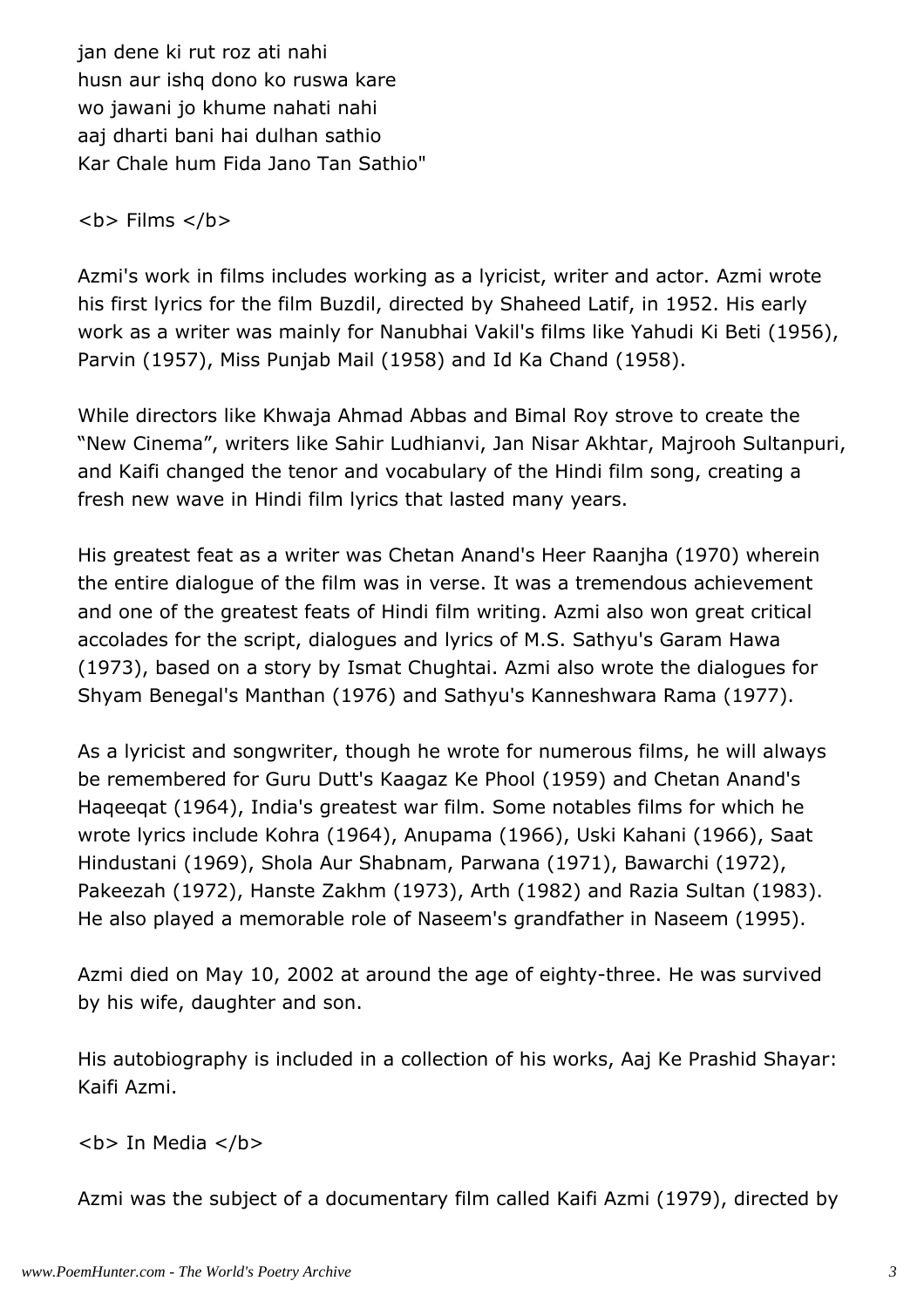jan dene ki rut roz ati nahi
husn aur ishq dono ko ruswa kare
wo jawani jo khume nahati nahi
aaj dharti bani hai dulhan sathio
Kar Chale hum Fida Jano Tan Sathio"

**Films**

Azmi's work in films includes working as a lyricist, writer and actor. Azmi wrote his first lyrics for the film Buzdil, directed by Shaheed Latif, in 1952. His early work as a writer was mainly for Nanubhai Vakil's films like Yahudi Ki Beti (1956), Parvin (1957), Miss Punjab Mail (1958) and Id Ka Chand (1958).

While directors like Khwaja Ahmad Abbas and Bimal Roy strove to create the "New Cinema", writers like Sahir Ludhianvi, Jan Nisar Akhtar, Majrooh Sultanpuri, and Kaifi changed the tenor and vocabulary of the Hindi film song, creating a fresh new wave in Hindi film lyrics that lasted many years.

His greatest feat as a writer was Chetan Anand's Heer Raanjha (1970) wherein the entire dialogue of the film was in verse. It was a tremendous achievement and one of the greatest feats of Hindi film writing. Azmi also won great critical accolades for the script, dialogues and lyrics of M.S. Sathyu's Garam Hawa (1973), based on a story by Ismat Chughtai. Azmi also wrote the dialogues for Shyam Benegal's Manthan (1976) and Sathyu's Kanneshwara Rama (1977).

As a lyricist and songwriter, though he wrote for numerous films, he will always be remembered for Guru Dutt's Kaagaz Ke Phool (1959) and Chetan Anand's Haqeeqat (1964), India's greatest war film. Some notables films for which he wrote lyrics include Kohra (1964), Anupama (1966), Uski Kahani (1966), Saat Hindustani (1969), Shola Aur Shabnam, Parwana (1971), Bawarchi (1972), Pakeezah (1972), Hanste Zakhm (1973), Arth (1982) and Razia Sultan (1983). He also played a memorable role of Naseem's grandfather in Naseem (1995).

Azmi died on May 10, 2002 at around the age of eighty-three. He was survived by his wife, daughter and son.

His autobiography is included in a collection of his works, Aaj Ke Prashid Shayar: Kaifi Azmi.

**In Media**

Azmi was the subject of a documentary film called Kaifi Azmi (1979), directed by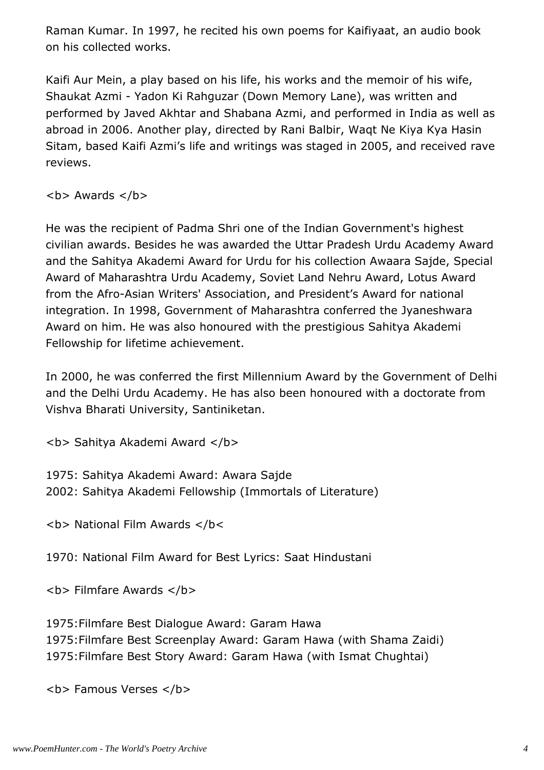Raman Kumar. In 1997, he recited his own poems for Kaifiyaat, an audio book on his collected works.

Kaifi Aur Mein, a play based on his life, his works and the memoir of his wife, Shaukat Azmi - Yadon Ki Rahguzar (Down Memory Lane), was written and performed by Javed Akhtar and Shabana Azmi, and performed in India as well as abroad in 2006. Another play, directed by Rani Balbir, Waqt Ne Kiya Kya Hasin Sitam, based Kaifi Azmi's life and writings was staged in 2005, and received rave reviews.

**Awards**

He was the recipient of Padma Shri one of the Indian Government's highest civilian awards. Besides he was awarded the Uttar Pradesh Urdu Academy Award and the Sahitya Akademi Award for Urdu for his collection Awaara Sajde, Special Award of Maharashtra Urdu Academy, Soviet Land Nehru Award, Lotus Award from the Afro-Asian Writers' Association, and President's Award for national integration. In 1998, Government of Maharashtra conferred the Jyaneshwara Award on him. He was also honoured with the prestigious Sahitya Akademi Fellowship for lifetime achievement.

In 2000, he was conferred the first Millennium Award by the Government of Delhi and the Delhi Urdu Academy. He has also been honoured with a doctorate from Vishva Bharati University, Santiniketan.

**Sahitya Akademi Award**

1975: Sahitya Akademi Award: Awara Sajde
2002: Sahitya Akademi Fellowship (Immortals of Literature)

**National Film Awards**

1970: National Film Award for Best Lyrics: Saat Hindustani

**Filmfare Awards**

1975:Filmfare Best Dialogue Award: Garam Hawa
1975:Filmfare Best Screenplay Award: Garam Hawa (with Shama Zaidi)
1975:Filmfare Best Story Award: Garam Hawa (with Ismat Chughtai)

**Famous Verses**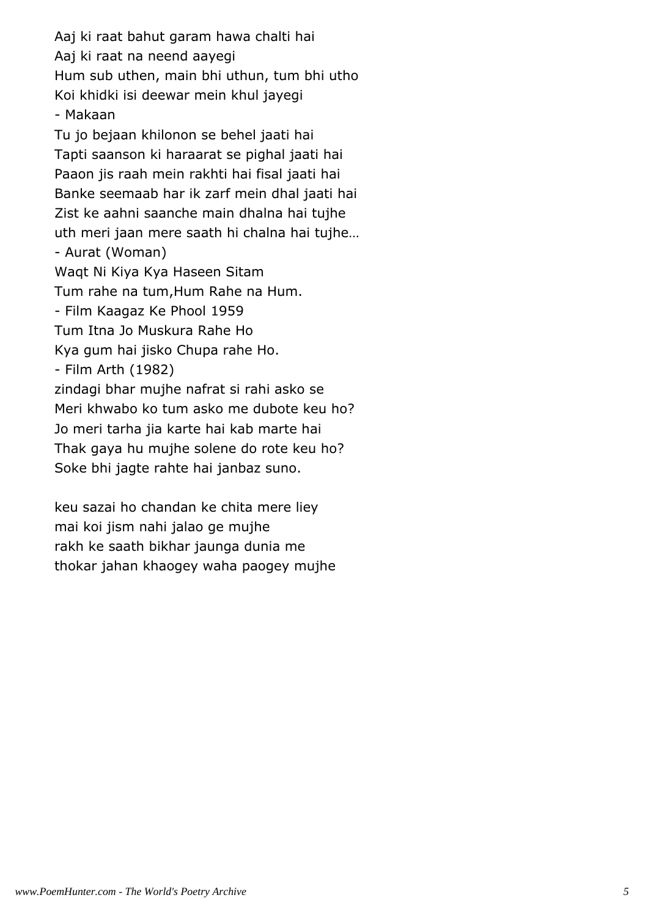Aaj ki raat bahut garam hawa chalti hai
Aaj ki raat na neend aayegi
Hum sub uthen, main bhi uthun, tum bhi utho
Koi khidki isi deewar mein khul jayegi
- Makaan
Tu jo bejaan khilonon se behel jaati hai
Tapti saanson ki haraarat se pighal jaati hai
Paaon jis raah mein rakhti hai fisal jaati hai
Banke seemaab har ik zarf mein dhal jaati hai
Zist ke aahni saanche main dhalna hai tujhe
uth meri jaan mere saath hi chalna hai tujhe…
- Aurat (Woman)
Waqt Ni Kiya Kya Haseen Sitam
Tum rahe na tum,Hum Rahe na Hum.
- Film Kaagaz Ke Phool 1959
Tum Itna Jo Muskura Rahe Ho
Kya gum hai jisko Chupa rahe Ho.
- Film Arth (1982)
zindagi bhar mujhe nafrat si rahi asko se
Meri khwabo ko tum asko me dubote keu ho?
Jo meri tarha jia karte hai kab marte hai
Thak gaya hu mujhe solene do rote keu ho?
Soke bhi jagte rahte hai janbaz suno.

keu sazai ho chandan ke chita mere liey
mai koi jism nahi jalao ge mujhe
rakh ke saath bikhar jaunga dunia me
thokar jahan khaogey waha paogey mujhe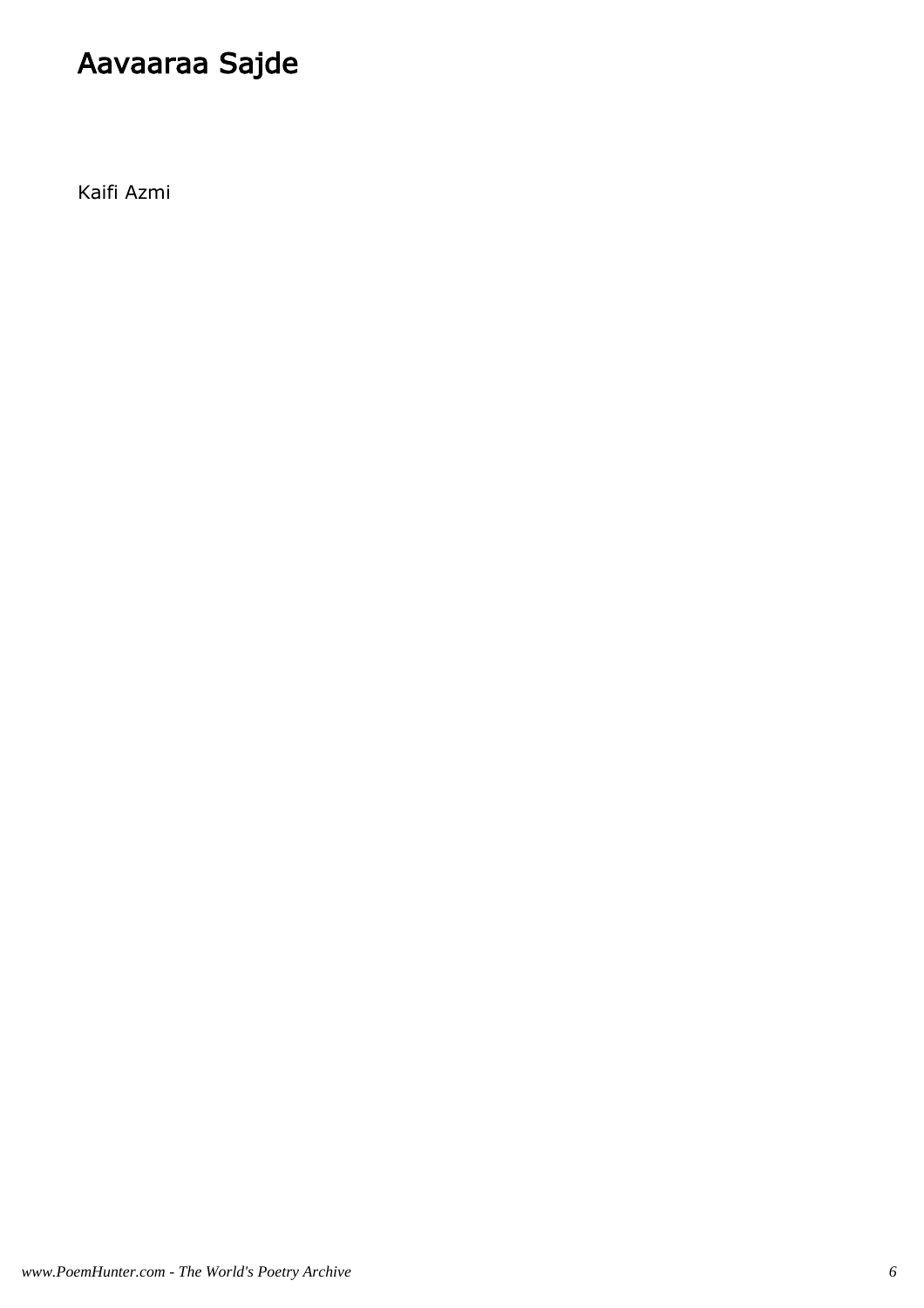# Aavaaraa Sajde

Kaifi Azmi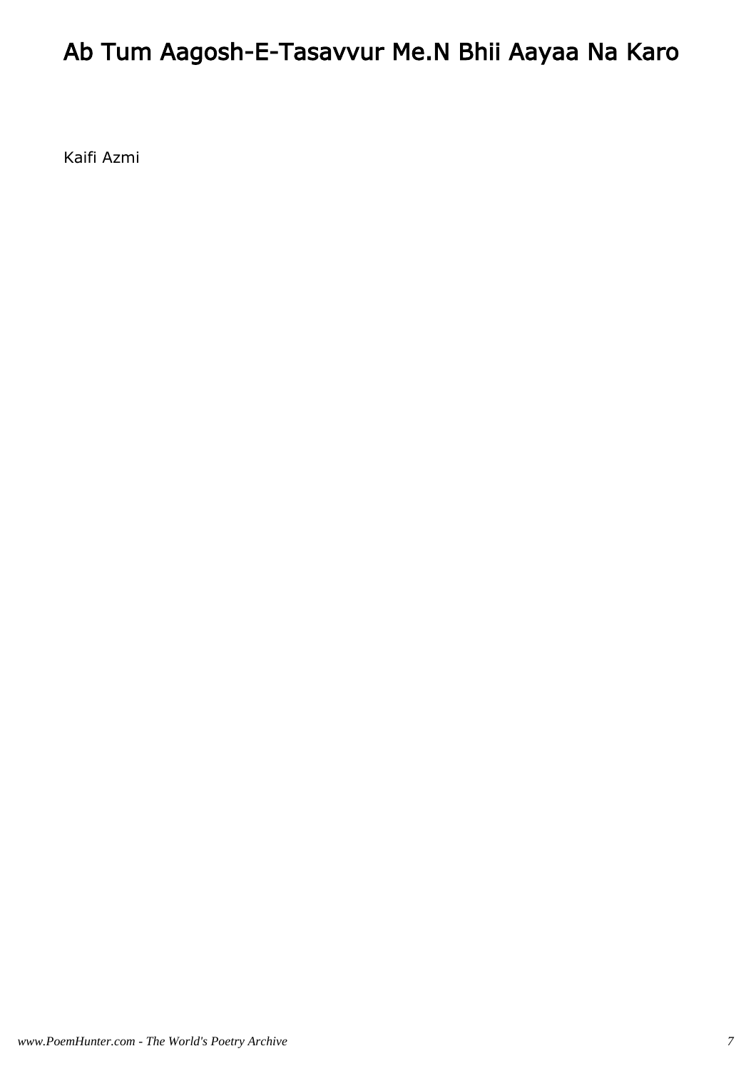# Ab Tum Aagosh-E-Tasavvur Me.N Bhii Aayaa Na Karo

Kaifi Azmi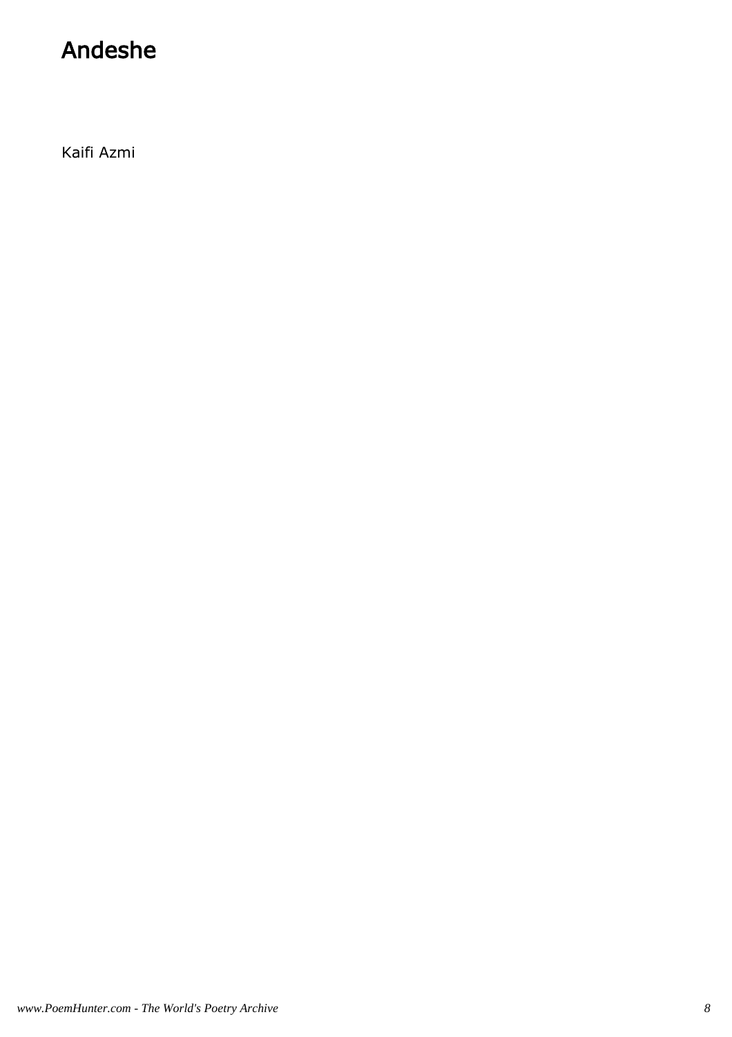# Andeshe

Kaifi Azmi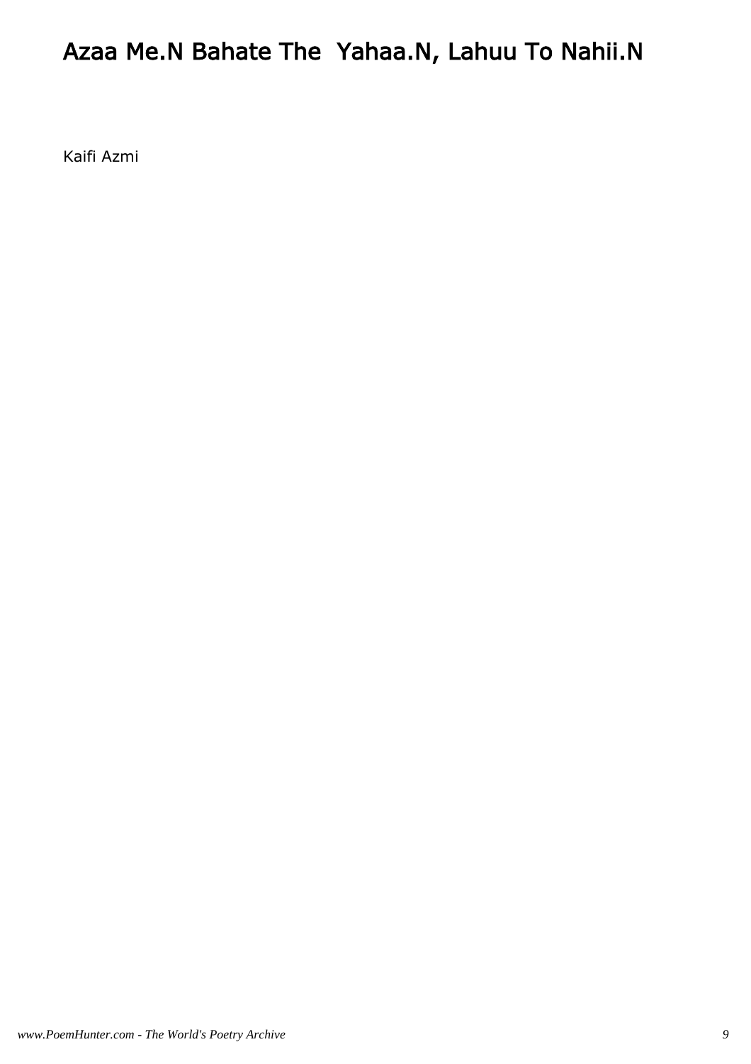# Azaa Me.N Bahate The  Yahaa.N, Lahuu To Nahii.N

Kaifi Azmi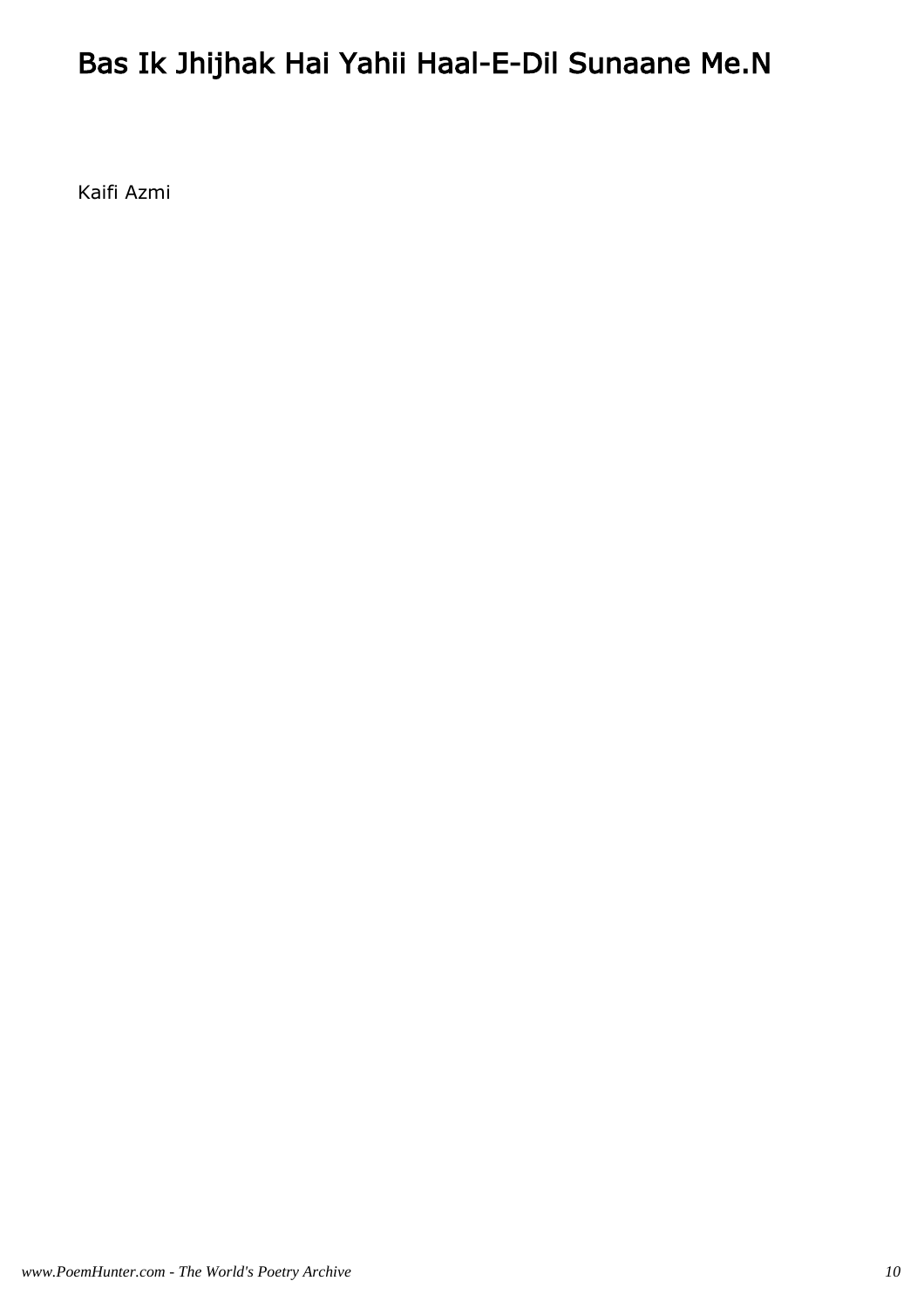# Bas Ik Jhijhak Hai Yahii Haal-E-Dil Sunaane Me.N

Kaifi Azmi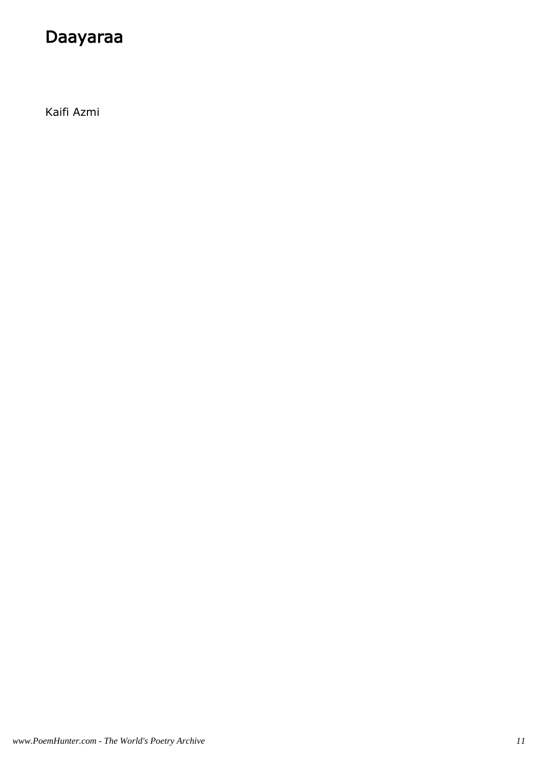# Daayaraa

Kaifi Azmi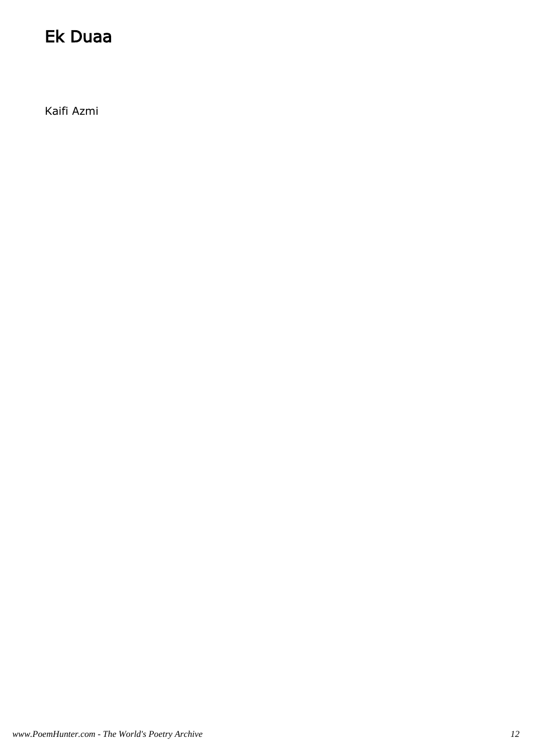# Ek Duaa

Kaifi Azmi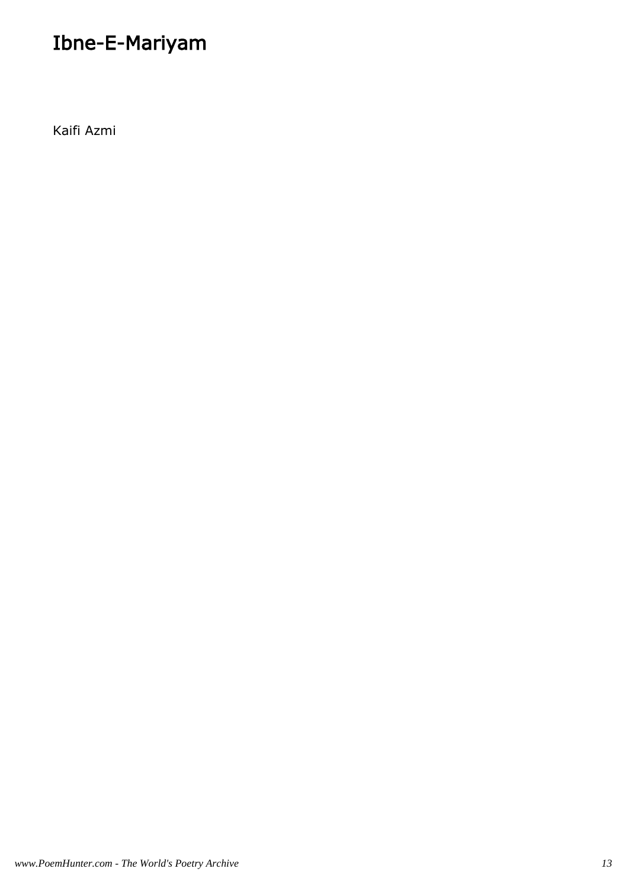# Ibne-E-Mariyam

Kaifi Azmi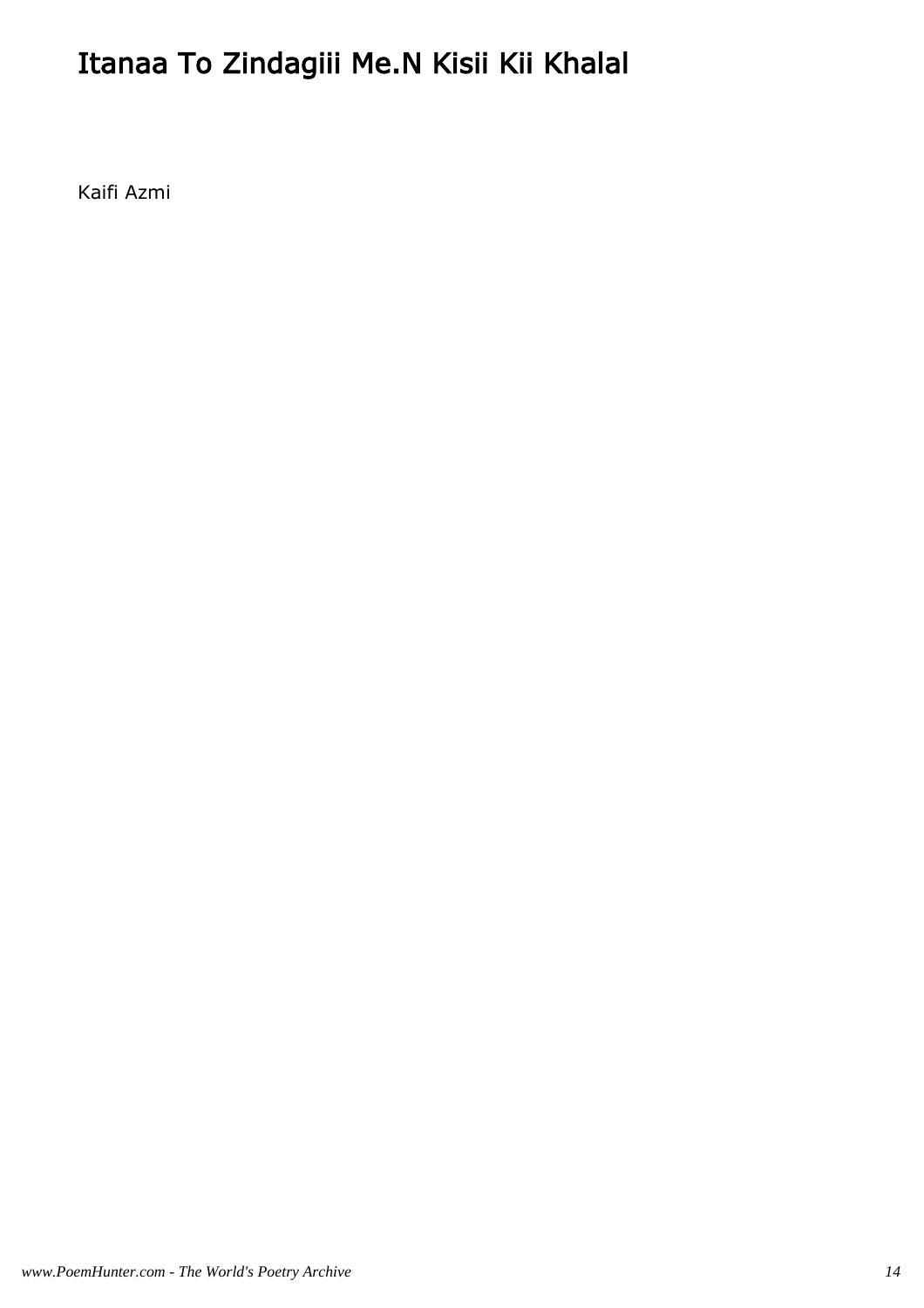# Itanaa To Zindagiii Me.N Kisii Kii Khalal

Kaifi Azmi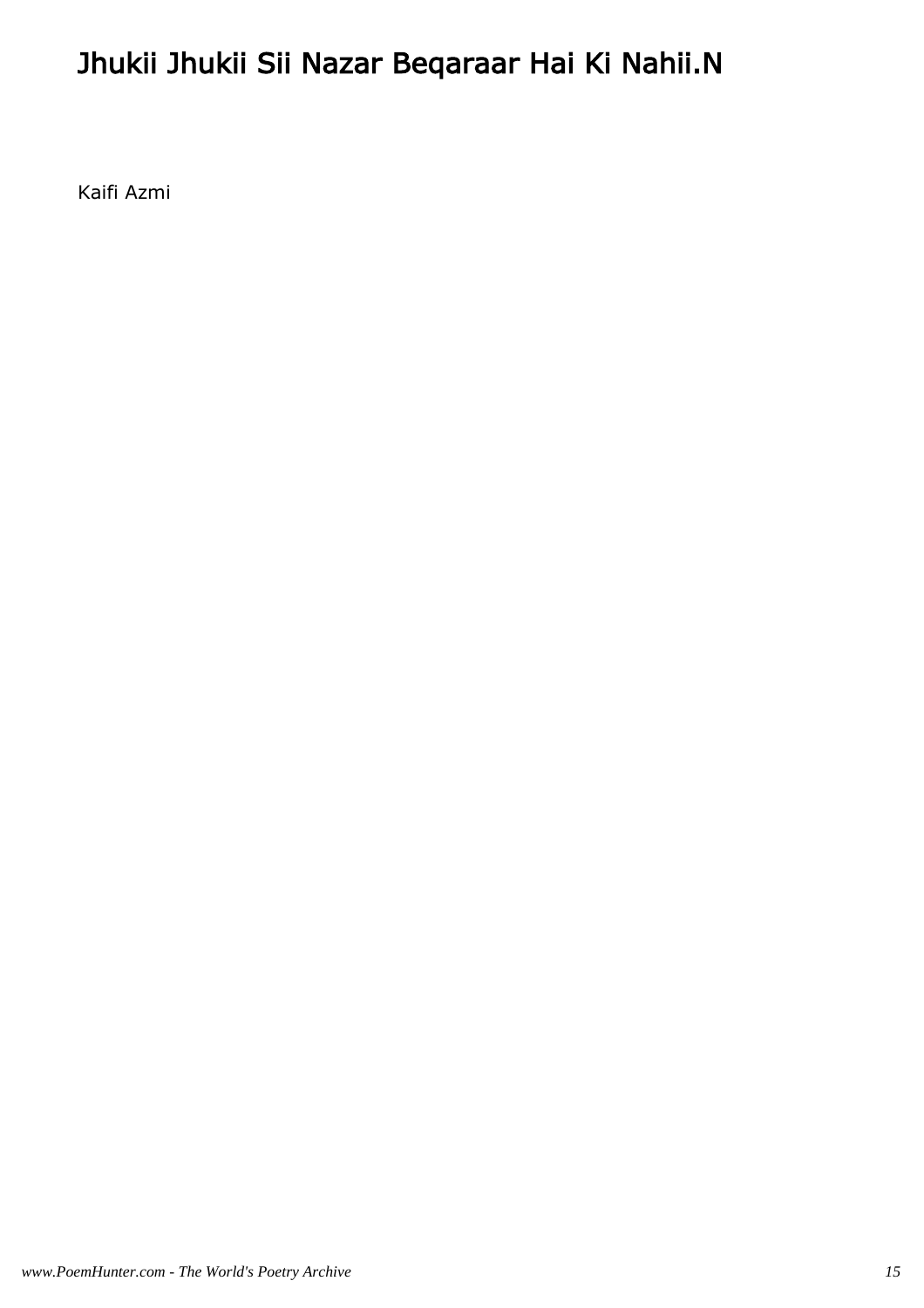# Jhukii Jhukii Sii Nazar Beqaraar Hai Ki Nahii.N

Kaifi Azmi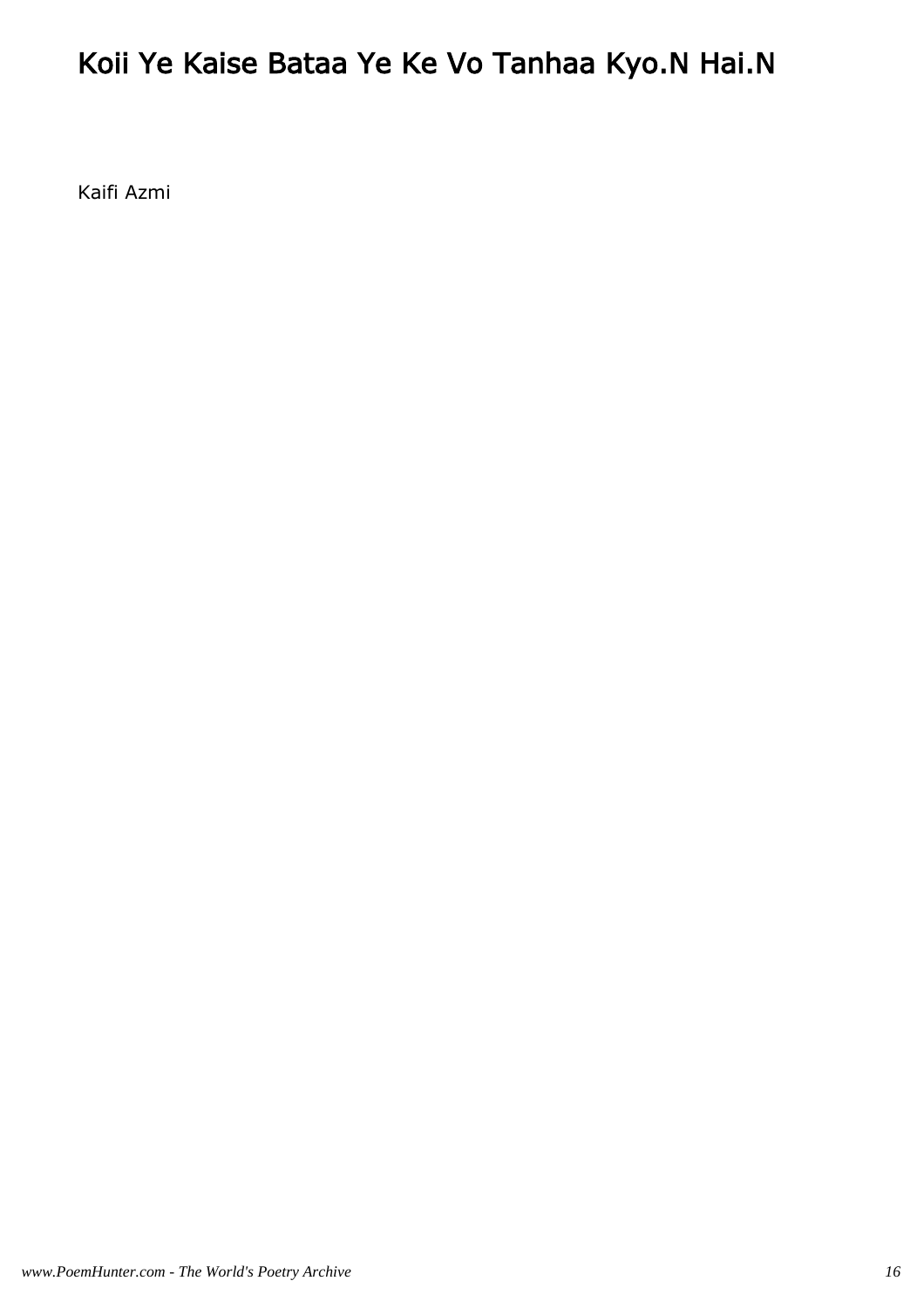# Koii Ye Kaise Bataa Ye Ke Vo Tanhaa Kyo.N Hai.N

Kaifi Azmi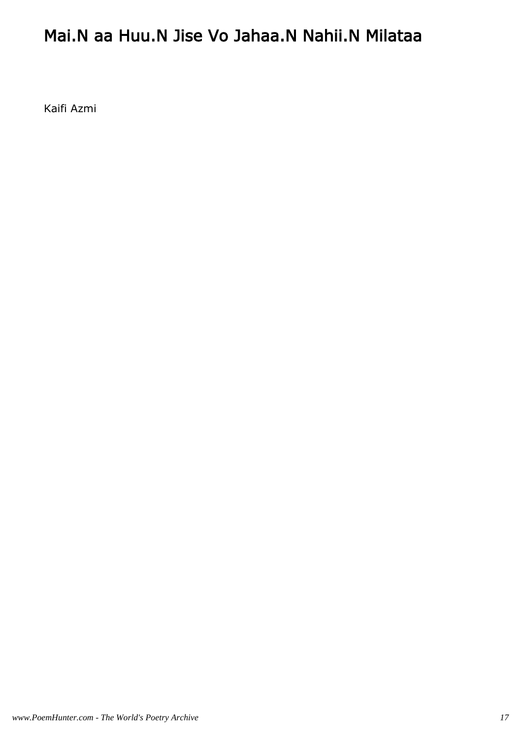# Mai.N aa Huu.N Jise Vo Jahaa.N Nahii.N Milataa

Kaifi Azmi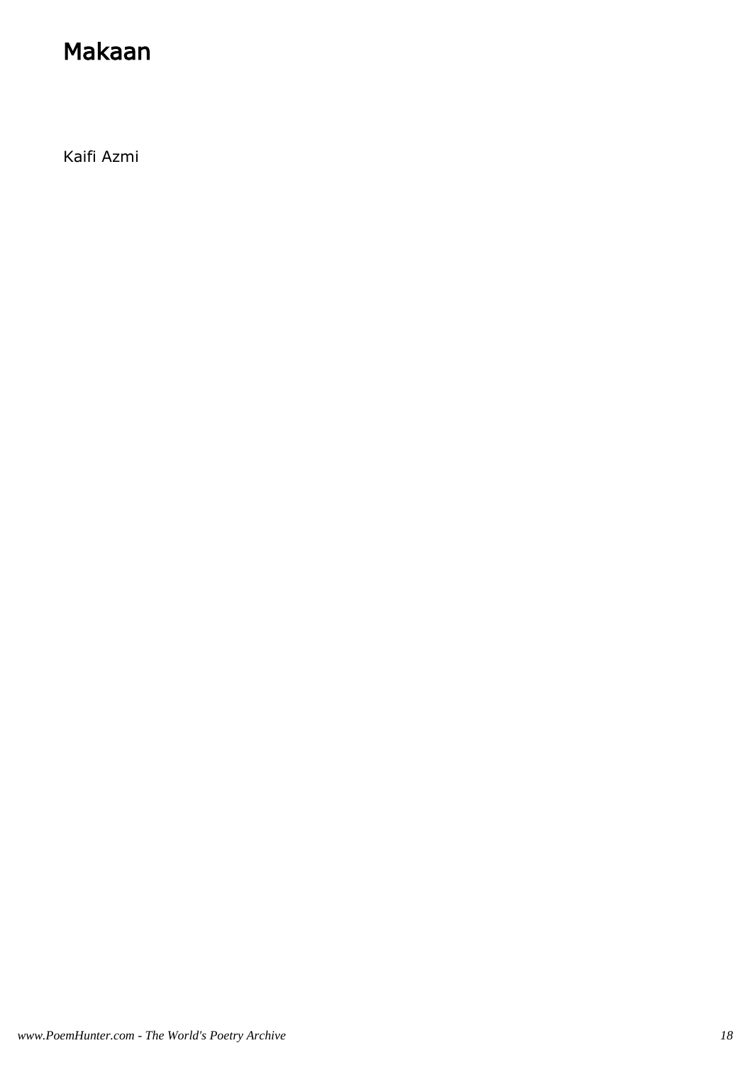# Makaan

Kaifi Azmi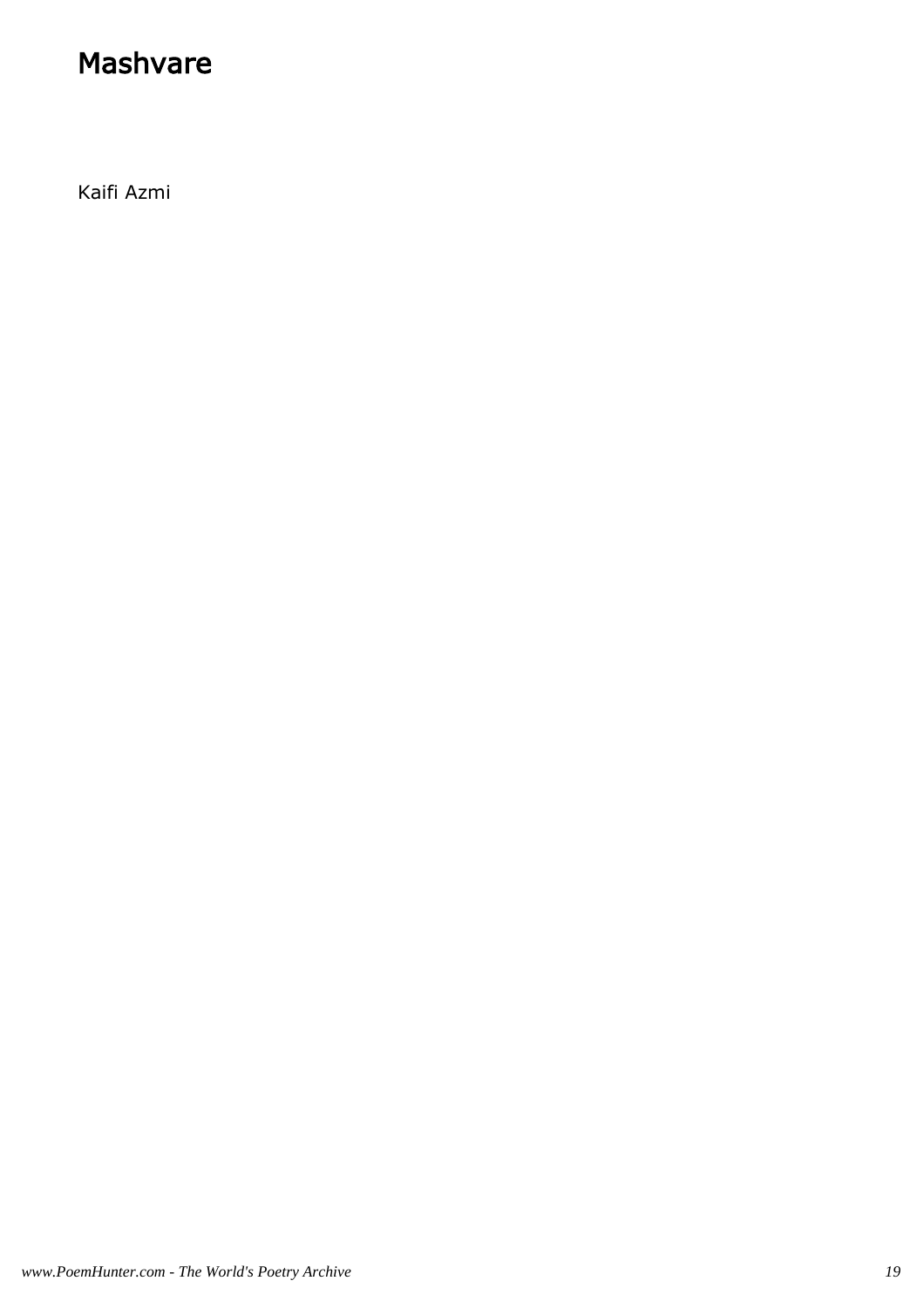# Mashvare

Kaifi Azmi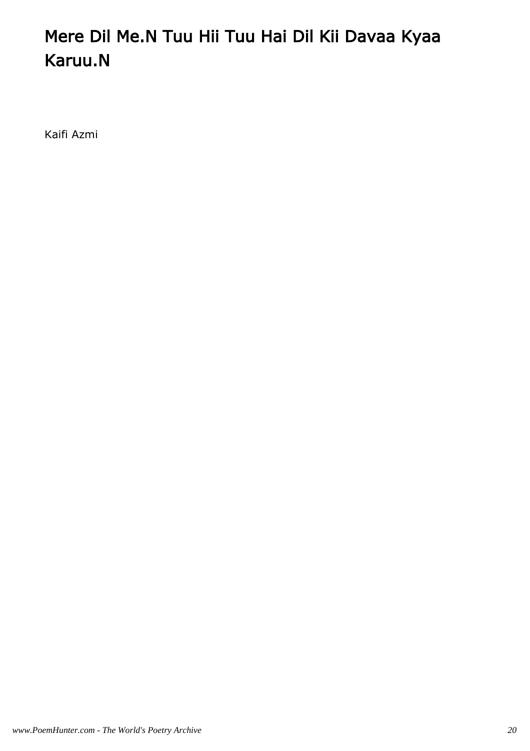# Mere Dil Me.N Tuu Hii Tuu Hai Dil Kii Davaa Kyaa Karuu.N

Kaifi Azmi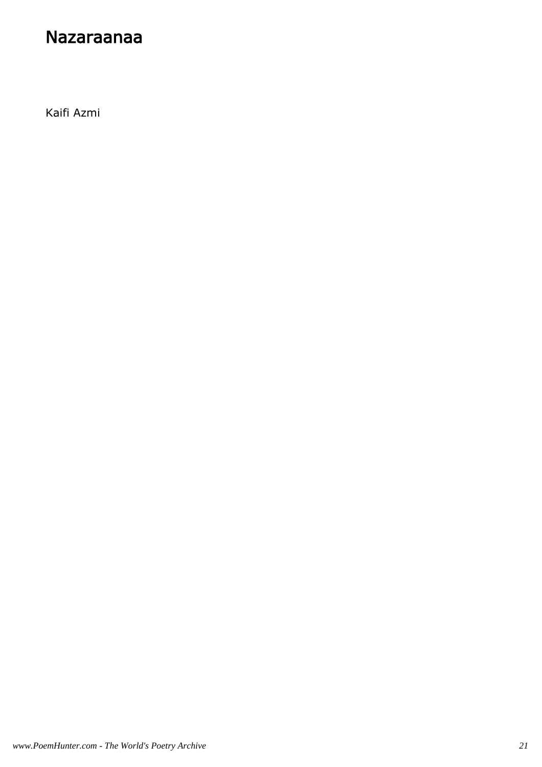# Nazaraanaa

Kaifi Azmi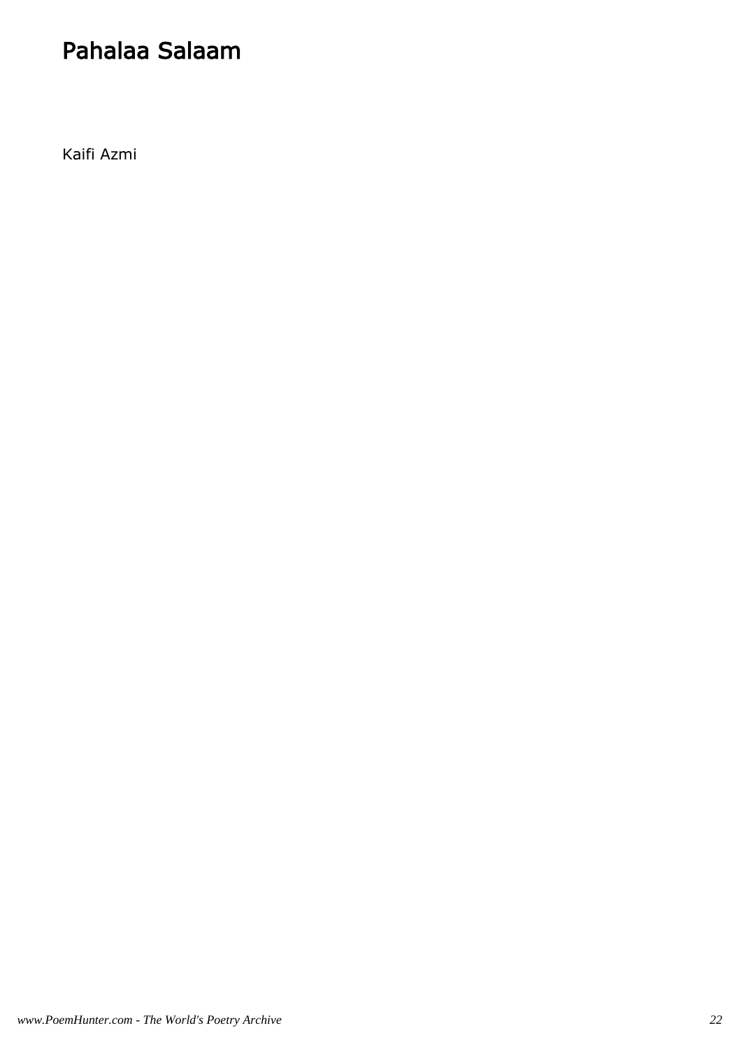# Pahalaa Salaam

Kaifi Azmi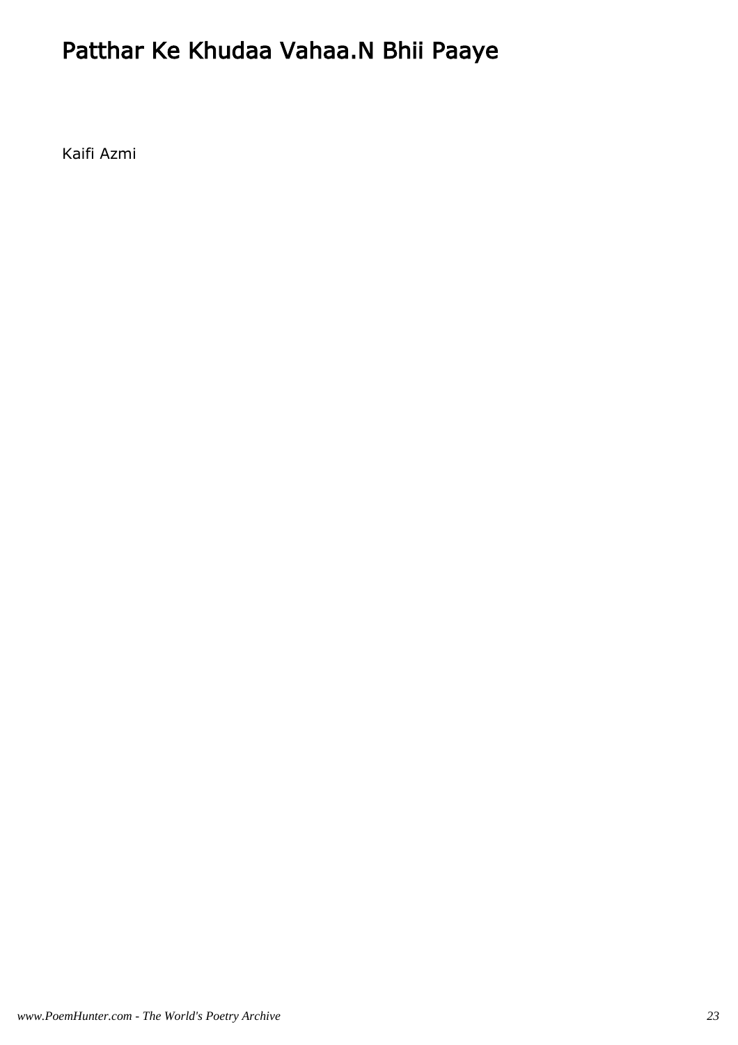# Patthar Ke Khudaa Vahaa.N Bhii Paaye

Kaifi Azmi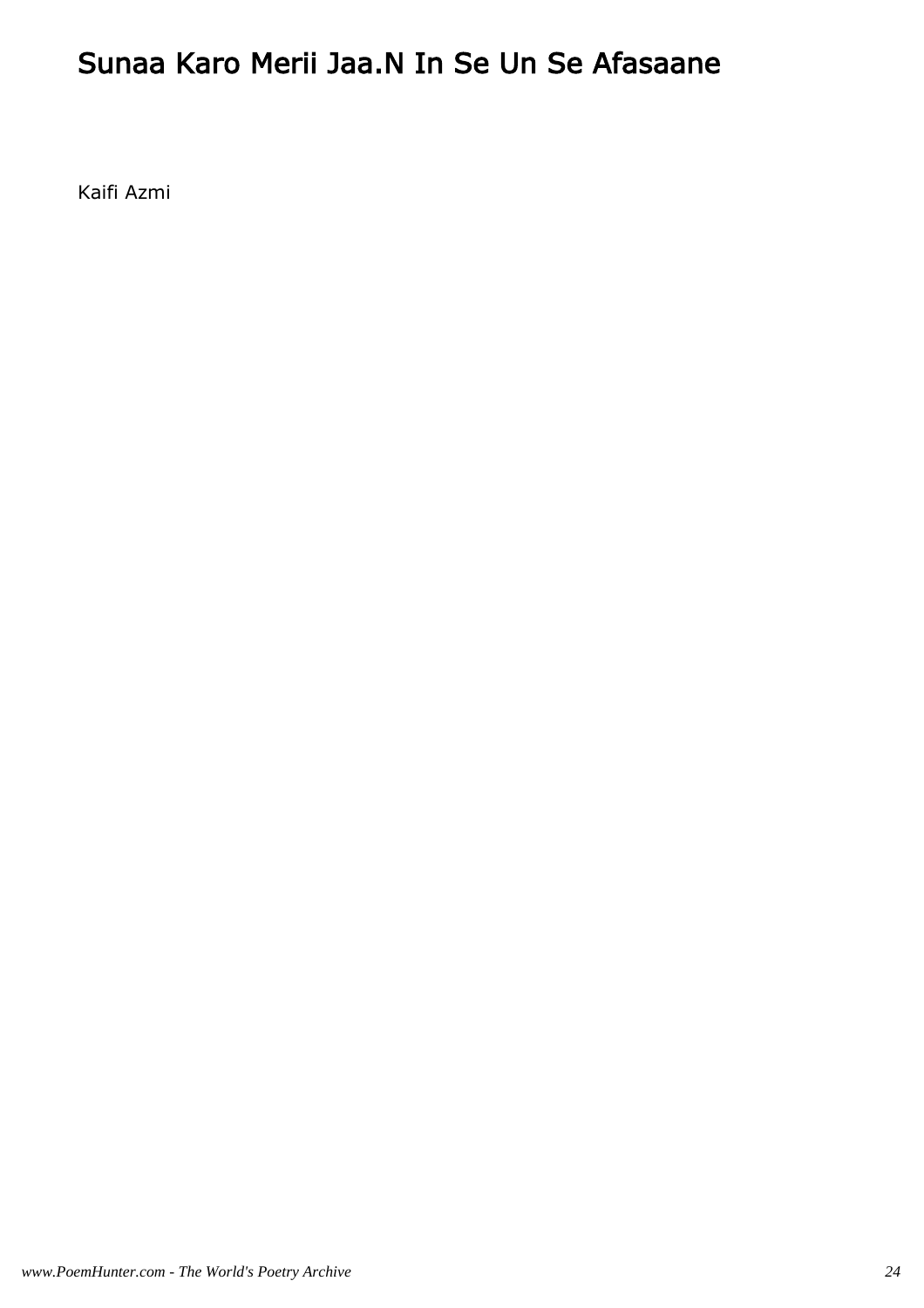# Sunaa Karo Merii Jaa.N In Se Un Se Afasaane

Kaifi Azmi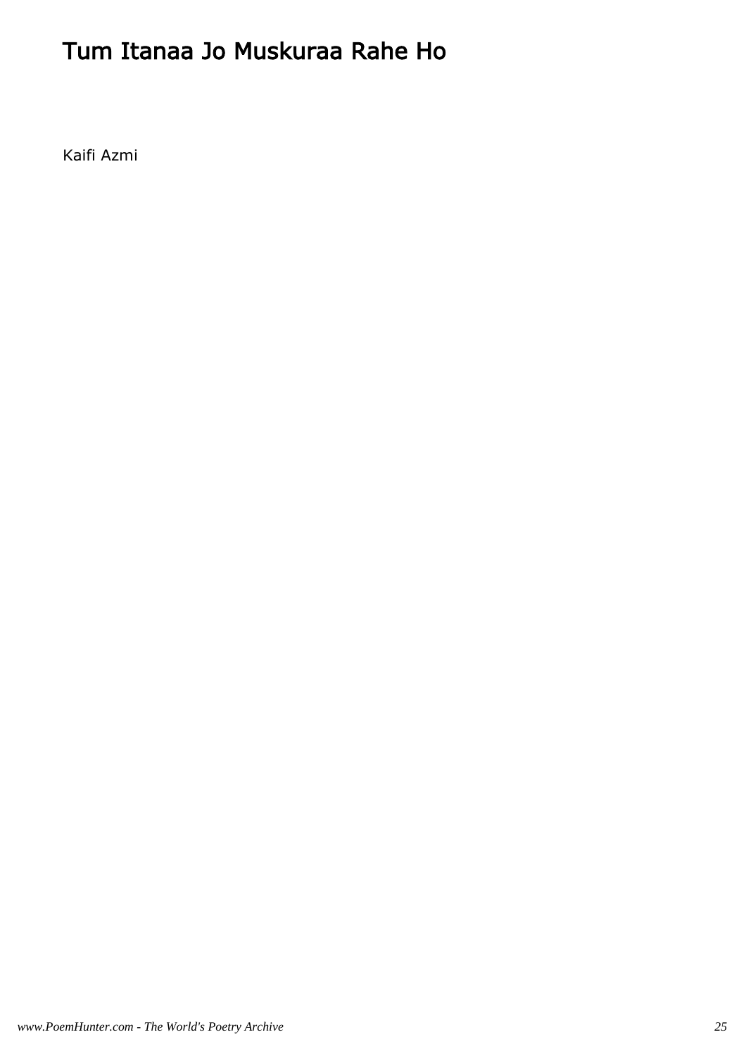# Tum Itanaa Jo Muskuraa Rahe Ho

Kaifi Azmi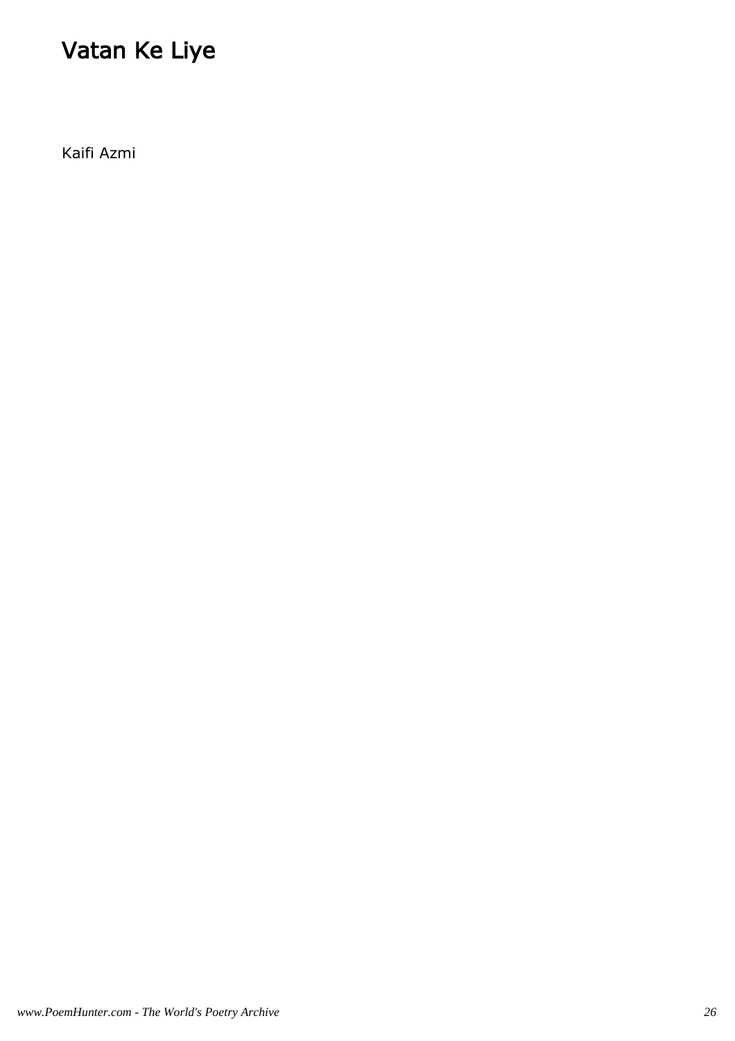# Vatan Ke Liye

Kaifi Azmi